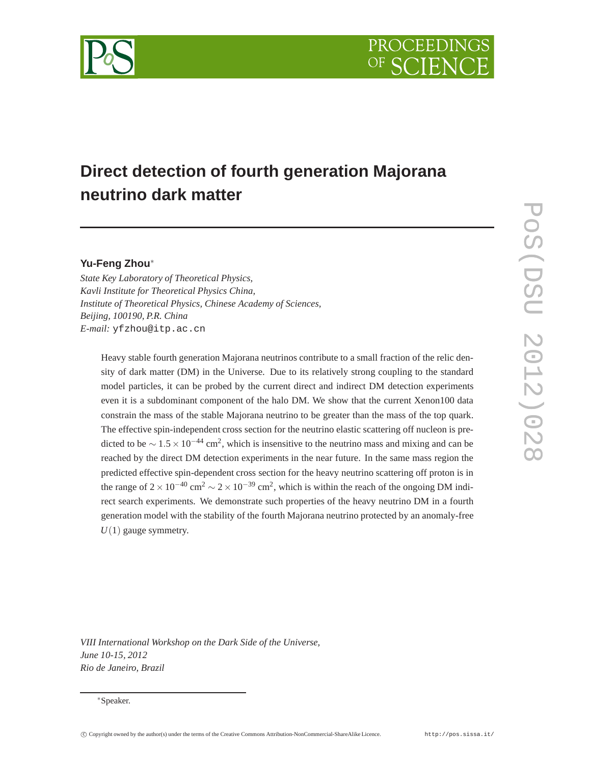# Direct detection of fourth generation Majorana neutrino dark matter

**Yu-Feng Zhou**[*]

*State Key Laboratory of Theoretical Physics,*
*Kavli Institute for Theoretical Physics China,*
*Institute of Theoretical Physics, Chinese Academy of Sciences,*
*Beijing, 100190, P.R. China*
*E-mail:* yfzhou@itp.ac.cn

Heavy stable fourth generation Majorana neutrinos contribute to a small fraction of the relic density of dark matter (DM) in the Universe. Due to its relatively strong coupling to the standard model particles, it can be probed by the current direct and indirect DM detection experiments even it is a subdominant component of the halo DM. We show that the current Xenon100 data constrain the mass of the stable Majorana neutrino to be greater than the mass of the top quark. The effective spin-independent cross section for the neutrino elastic scattering off nucleon is predicted to be $\sim 1.5 \times 10^{-44}$ cm$^2$, which is insensitive to the neutrino mass and mixing and can be reached by the direct DM detection experiments in the near future. In the same mass region the predicted effective spin-dependent cross section for the heavy neutrino scattering off proton is in the range of $2 \times 10^{-40}$ cm$^2$ $\sim 2 \times 10^{-39}$ cm$^2$, which is within the reach of the ongoing DM indirect search experiments. We demonstrate such properties of the heavy neutrino DM in a fourth generation model with the stability of the fourth Majorana neutrino protected by an anomaly-free $U(1)$ gauge symmetry.

*VIII International Workshop on the Dark Side of the Universe,*
*June 10-15, 2012*
*Rio de Janeiro, Brazil*

[*]Speaker.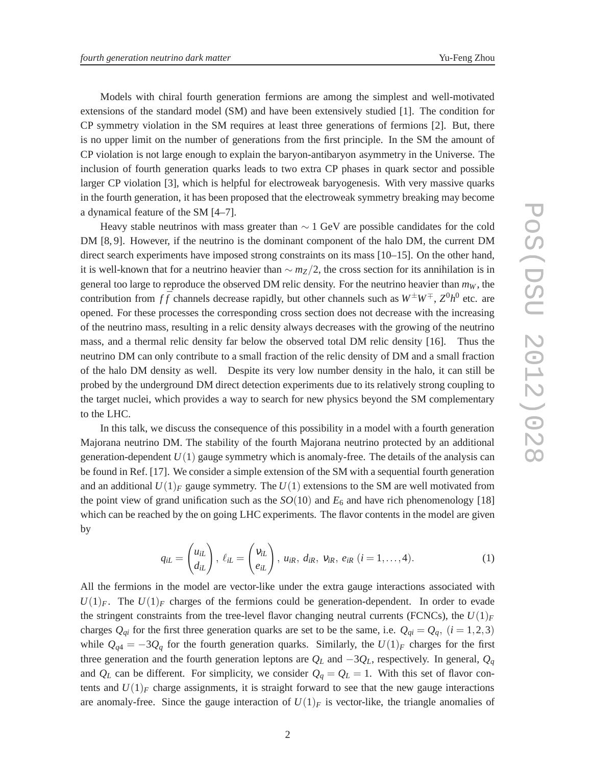Models with chiral fourth generation fermions are among the simplest and well-motivated extensions of the standard model (SM) and have been extensively studied [1]. The condition for CP symmetry violation in the SM requires at least three generations of fermions [2]. But, there is no upper limit on the number of generations from the first principle. In the SM the amount of CP violation is not large enough to explain the baryon-antibaryon asymmetry in the Universe. The inclusion of fourth generation quarks leads to two extra CP phases in quark sector and possible larger CP violation [3], which is helpful for electroweak baryogenesis. With very massive quarks in the fourth generation, it has been proposed that the electroweak symmetry breaking may become a dynamical feature of the SM [4–7].

Heavy stable neutrinos with mass greater than $\sim 1$ GeV are possible candidates for the cold DM [8, 9]. However, if the neutrino is the dominant component of the halo DM, the current DM direct search experiments have imposed strong constraints on its mass [10–15]. On the other hand, it is well-known that for a neutrino heavier than $\sim m_Z/2$, the cross section for its annihilation is in general too large to reproduce the observed DM relic density. For the neutrino heavier than $m_W$, the contribution from $f\bar{f}$ channels decrease rapidly, but other channels such as $W^{\pm}W^{\mp}$, $Z^0h^0$ etc. are opened. For these processes the corresponding cross section does not decrease with the increasing of the neutrino mass, resulting in a relic density always decreases with the growing of the neutrino mass, and a thermal relic density far below the observed total DM relic density [16]. Thus the neutrino DM can only contribute to a small fraction of the relic density of DM and a small fraction of the halo DM density as well. Despite its very low number density in the halo, it can still be probed by the underground DM direct detection experiments due to its relatively strong coupling to the target nuclei, which provides a way to search for new physics beyond the SM complementary to the LHC.

In this talk, we discuss the consequence of this possibility in a model with a fourth generation Majorana neutrino DM. The stability of the fourth Majorana neutrino protected by an additional generation-dependent $U(1)$ gauge symmetry which is anomaly-free. The details of the analysis can be found in Ref. [17]. We consider a simple extension of the SM with a sequential fourth generation and an additional $U(1)_F$ gauge symmetry. The $U(1)$ extensions to the SM are well motivated from the point view of grand unification such as the $SO(10)$ and $E_6$ and have rich phenomenology [18] which can be reached by the on going LHC experiments. The flavor contents in the model are given by

$$q_{iL} = \begin{pmatrix} u_{iL} \\ d_{iL} \end{pmatrix},\ \ell_{iL} = \begin{pmatrix} \nu_{iL} \\ e_{iL} \end{pmatrix},\ u_{iR},\ d_{iR},\ \nu_{iR},\ e_{iR}\ (i = 1, \ldots, 4). \tag{1}$$

All the fermions in the model are vector-like under the extra gauge interactions associated with $U(1)_F$. The $U(1)_F$ charges of the fermions could be generation-dependent. In order to evade the stringent constraints from the tree-level flavor changing neutral currents (FCNCs), the $U(1)_F$ charges $Q_{qi}$ for the first three generation quarks are set to be the same, i.e. $Q_{qi} = Q_q,\ (i = 1, 2, 3)$ while $Q_{q4} = -3Q_q$ for the fourth generation quarks. Similarly, the $U(1)_F$ charges for the first three generation and the fourth generation leptons are $Q_L$ and $-3Q_L$, respectively. In general, $Q_q$ and $Q_L$ can be different. For simplicity, we consider $Q_q = Q_L = 1$. With this set of flavor contents and $U(1)_F$ charge assignments, it is straight forward to see that the new gauge interactions are anomaly-free. Since the gauge interaction of $U(1)_F$ is vector-like, the triangle anomalies of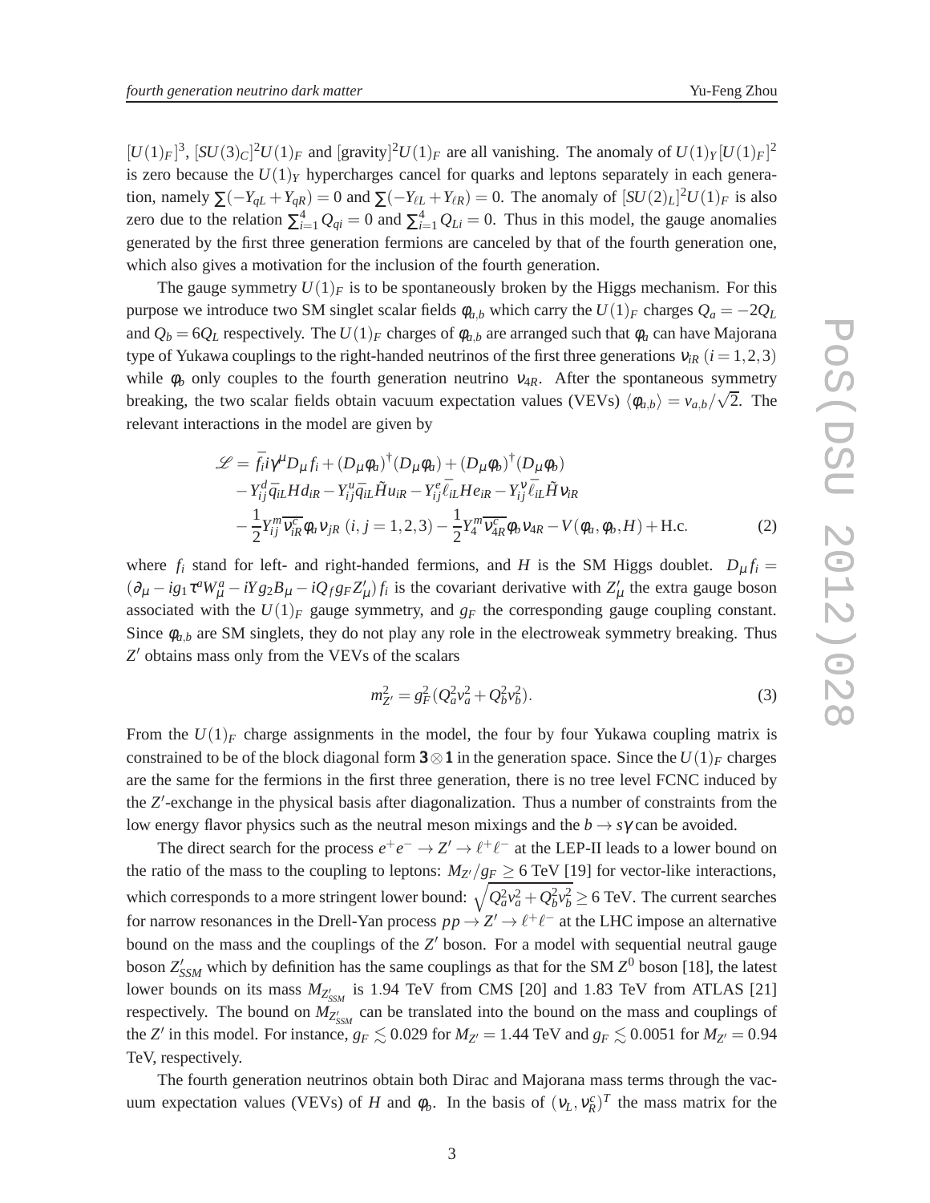$[U(1)_F]^3$, $[SU(3)_C]^2U(1)_F$ and $[\text{gravity}]^2U(1)_F$ are all vanishing. The anomaly of $U(1)_Y[U(1)_F]^2$ is zero because the $U(1)_Y$ hypercharges cancel for quarks and leptons separately in each generation, namely $\sum(-Y_{qL}+Y_{qR})=0$ and $\sum(-Y_{\ell L}+Y_{\ell R})=0$. The anomaly of $[SU(2)_L]^2U(1)_F$ is also zero due to the relation $\sum_{i=1}^4 Q_{qi}=0$ and $\sum_{i=1}^4 Q_{Li}=0$. Thus in this model, the gauge anomalies generated by the first three generation fermions are canceled by that of the fourth generation one, which also gives a motivation for the inclusion of the fourth generation.

The gauge symmetry $U(1)_F$ is to be spontaneously broken by the Higgs mechanism. For this purpose we introduce two SM singlet scalar fields $\phi_{a,b}$ which carry the $U(1)_F$ charges $Q_a=-2Q_L$ and $Q_b=6Q_L$ respectively. The $U(1)_F$ charges of $\phi_{a,b}$ are arranged such that $\phi_a$ can have Majorana type of Yukawa couplings to the right-handed neutrinos of the first three generations $\nu_{iR}$ $(i=1,2,3)$ while $\phi_b$ only couples to the fourth generation neutrino $\nu_{4R}$. After the spontaneous symmetry breaking, the two scalar fields obtain vacuum expectation values (VEVs) $\langle\phi_{a,b}\rangle=v_{a,b}/\sqrt{2}$. The relevant interactions in the model are given by

$$
\begin{aligned}
\mathscr{L} =\ & \bar{f}_i i\gamma^\mu D_\mu f_i + (D_\mu\phi_a)^\dagger(D_\mu\phi_a) + (D_\mu\phi_b)^\dagger(D_\mu\phi_b) \\
& - Y^d_{ij}\bar{q}_{iL}Hd_{iR} - Y^u_{ij}\bar{q}_{iL}\tilde{H}u_{iR} - Y^e_{ij}\bar{\ell}_{iL}He_{iR} - Y^\nu_{ij}\bar{\ell}_{iL}\tilde{H}\nu_{iR} \\
& - \frac{1}{2}Y^m_{ij}\overline{\nu^c_{iR}}\phi_a\nu_{jR}\ (i,j=1,2,3) - \frac{1}{2}Y^m_4\overline{\nu^c_{4R}}\phi_b\nu_{4R} - V(\phi_a,\phi_b,H) + \text{H.c.}
\end{aligned}
\tag{2}
$$

where $f_i$ stand for left- and right-handed fermions, and $H$ is the SM Higgs doublet. $D_\mu f_i = (\partial_\mu - ig_1\tau^a W^a_\mu - iYg_2B_\mu - iQ_f g_F Z'_\mu)f_i$ is the covariant derivative with $Z'_\mu$ the extra gauge boson associated with the $U(1)_F$ gauge symmetry, and $g_F$ the corresponding gauge coupling constant. Since $\phi_{a,b}$ are SM singlets, they do not play any role in the electroweak symmetry breaking. Thus $Z'$ obtains mass only from the VEVs of the scalars

$$
m^2_{Z'} = g^2_F(Q^2_a v^2_a + Q^2_b v^2_b).
\tag{3}
$$

From the $U(1)_F$ charge assignments in the model, the four by four Yukawa coupling matrix is constrained to be of the block diagonal form $\mathbf{3}\otimes\mathbf{1}$ in the generation space. Since the $U(1)_F$ charges are the same for the fermions in the first three generation, there is no tree level FCNC induced by the $Z'$-exchange in the physical basis after diagonalization. Thus a number of constraints from the low energy flavor physics such as the neutral meson mixings and the $b\to s\gamma$ can be avoided.

The direct search for the process $e^+e^-\to Z'\to\ell^+\ell^-$ at the LEP-II leads to a lower bound on the ratio of the mass to the coupling to leptons: $M_{Z'}/g_F \geq 6$ TeV [19] for vector-like interactions, which corresponds to a more stringent lower bound: $\sqrt{Q^2_a v^2_a + Q^2_b v^2_b}\geq 6$ TeV. The current searches for narrow resonances in the Drell-Yan process $pp\to Z'\to\ell^+\ell^-$ at the LHC impose an alternative bound on the mass and the couplings of the $Z'$ boson. For a model with sequential neutral gauge boson $Z'_{SSM}$ which by definition has the same couplings as that for the SM $Z^0$ boson [18], the latest lower bounds on its mass $M_{Z'_{SSM}}$ is 1.94 TeV from CMS [20] and 1.83 TeV from ATLAS [21] respectively. The bound on $M_{Z'_{SSM}}$ can be translated into the bound on the mass and couplings of the $Z'$ in this model. For instance, $g_F\lesssim 0.029$ for $M_{Z'}=1.44$ TeV and $g_F\lesssim 0.0051$ for $M_{Z'}=0.94$ TeV, respectively.

The fourth generation neutrinos obtain both Dirac and Majorana mass terms through the vacuum expectation values (VEVs) of $H$ and $\phi_b$. In the basis of $(\nu_L,\nu^c_R)^T$ the mass matrix for the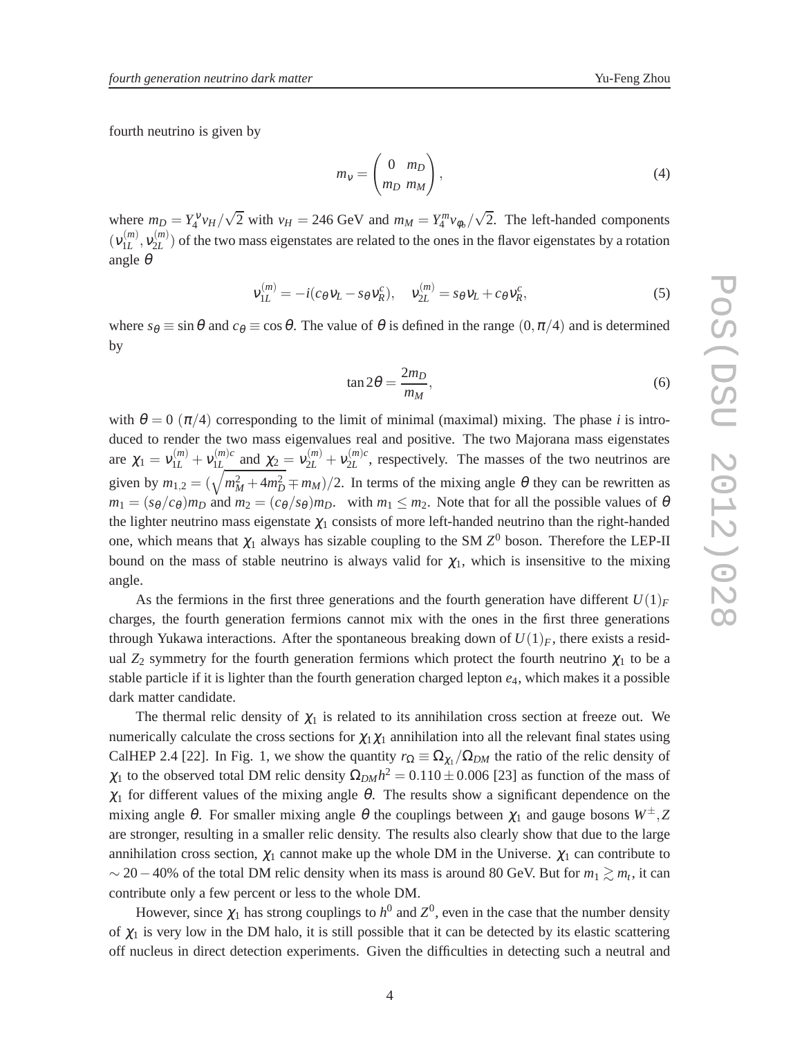fourth neutrino is given by

$$m_\nu = \begin{pmatrix} 0 & m_D \\ m_D & m_M \end{pmatrix}, \tag{4}$$

where $m_D = Y_4^\nu v_H/\sqrt{2}$ with $v_H = 246$ GeV and $m_M = Y_4^m v_{\phi_b}/\sqrt{2}$. The left-handed components $(\nu_{1L}^{(m)}, \nu_{2L}^{(m)})$ of the two mass eigenstates are related to the ones in the flavor eigenstates by a rotation angle $\theta$

$$\nu_{1L}^{(m)} = -i(c_\theta \nu_L - s_\theta \nu_R^c), \quad \nu_{2L}^{(m)} = s_\theta \nu_L + c_\theta \nu_R^c, \tag{5}$$

where $s_\theta \equiv \sin\theta$ and $c_\theta \equiv \cos\theta$. The value of $\theta$ is defined in the range $(0, \pi/4)$ and is determined by

$$\tan 2\theta = \frac{2m_D}{m_M}, \tag{6}$$

with $\theta = 0$ $(\pi/4)$ corresponding to the limit of minimal (maximal) mixing. The phase $i$ is introduced to render the two mass eigenvalues real and positive. The two Majorana mass eigenstates are $\chi_1 = \nu_{1L}^{(m)} + \nu_{1L}^{(m)c}$ and $\chi_2 = \nu_{2L}^{(m)} + \nu_{2L}^{(m)c}$, respectively. The masses of the two neutrinos are given by $m_{1,2} = (\sqrt{m_M^2 + 4m_D^2} \mp m_M)/2$. In terms of the mixing angle $\theta$ they can be rewritten as $m_1 = (s_\theta/c_\theta)m_D$ and $m_2 = (c_\theta/s_\theta)m_D$. with $m_1 \le m_2$. Note that for all the possible values of $\theta$ the lighter neutrino mass eigenstate $\chi_1$ consists of more left-handed neutrino than the right-handed one, which means that $\chi_1$ always has sizable coupling to the SM $Z^0$ boson. Therefore the LEP-II bound on the mass of stable neutrino is always valid for $\chi_1$, which is insensitive to the mixing angle.

As the fermions in the first three generations and the fourth generation have different $U(1)_F$ charges, the fourth generation fermions cannot mix with the ones in the first three generations through Yukawa interactions. After the spontaneous breaking down of $U(1)_F$, there exists a residual $Z_2$ symmetry for the fourth generation fermions which protect the fourth neutrino $\chi_1$ to be a stable particle if it is lighter than the fourth generation charged lepton $e_4$, which makes it a possible dark matter candidate.

The thermal relic density of $\chi_1$ is related to its annihilation cross section at freeze out. We numerically calculate the cross sections for $\chi_1\chi_1$ annihilation into all the relevant final states using CalHEP 2.4 [22]. In Fig. 1, we show the quantity $r_\Omega \equiv \Omega_{\chi_1}/\Omega_{DM}$ the ratio of the relic density of $\chi_1$ to the observed total DM relic density $\Omega_{DM}h^2 = 0.110 \pm 0.006$ [23] as function of the mass of $\chi_1$ for different values of the mixing angle $\theta$. The results show a significant dependence on the mixing angle $\theta$. For smaller mixing angle $\theta$ the couplings between $\chi_1$ and gauge bosons $W^\pm, Z$ are stronger, resulting in a smaller relic density. The results also clearly show that due to the large annihilation cross section, $\chi_1$ cannot make up the whole DM in the Universe. $\chi_1$ can contribute to $\sim 20-40\%$ of the total DM relic density when its mass is around 80 GeV. But for $m_1 \gtrsim m_t$, it can contribute only a few percent or less to the whole DM.

However, since $\chi_1$ has strong couplings to $h^0$ and $Z^0$, even in the case that the number density of $\chi_1$ is very low in the DM halo, it is still possible that it can be detected by its elastic scattering off nucleus in direct detection experiments. Given the difficulties in detecting such a neutral and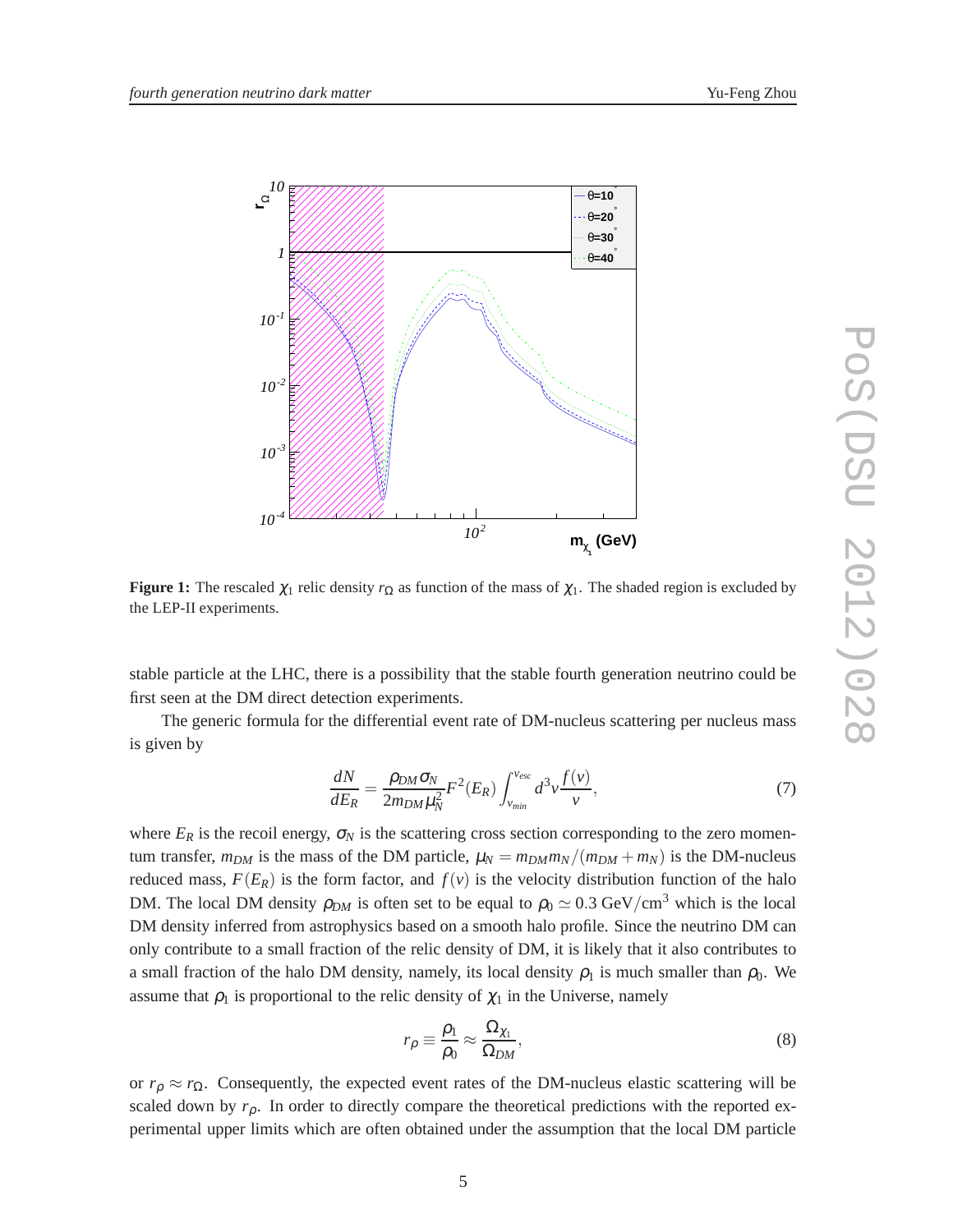**Figure 1:** The rescaled $\chi_1$ relic density $r_\Omega$ as function of the mass of $\chi_1$. The shaded region is excluded by the LEP-II experiments.

stable particle at the LHC, there is a possibility that the stable fourth generation neutrino could be first seen at the DM direct detection experiments.

The generic formula for the differential event rate of DM-nucleus scattering per nucleus mass is given by

$$\frac{dN}{dE_R} = \frac{\rho_{DM}\sigma_N}{2m_{DM}\mu_N^2}F^2(E_R)\int_{v_{min}}^{v_{esc}} d^3v\frac{f(v)}{v}, \tag{7}$$

where $E_R$ is the recoil energy, $\sigma_N$ is the scattering cross section corresponding to the zero momentum transfer, $m_{DM}$ is the mass of the DM particle, $\mu_N = m_{DM}m_N/(m_{DM}+m_N)$ is the DM-nucleus reduced mass, $F(E_R)$ is the form factor, and $f(v)$ is the velocity distribution function of the halo DM. The local DM density $\rho_{DM}$ is often set to be equal to $\rho_0 \simeq 0.3\ \mathrm{GeV/cm^3}$ which is the local DM density inferred from astrophysics based on a smooth halo profile. Since the neutrino DM can only contribute to a small fraction of the relic density of DM, it is likely that it also contributes to a small fraction of the halo DM density, namely, its local density $\rho_1$ is much smaller than $\rho_0$. We assume that $\rho_1$ is proportional to the relic density of $\chi_1$ in the Universe, namely

$$r_\rho \equiv \frac{\rho_1}{\rho_0} \approx \frac{\Omega_{\chi_1}}{\Omega_{DM}}, \tag{8}$$

or $r_\rho \approx r_\Omega$. Consequently, the expected event rates of the DM-nucleus elastic scattering will be scaled down by $r_\rho$. In order to directly compare the theoretical predictions with the reported experimental upper limits which are often obtained under the assumption that the local DM particle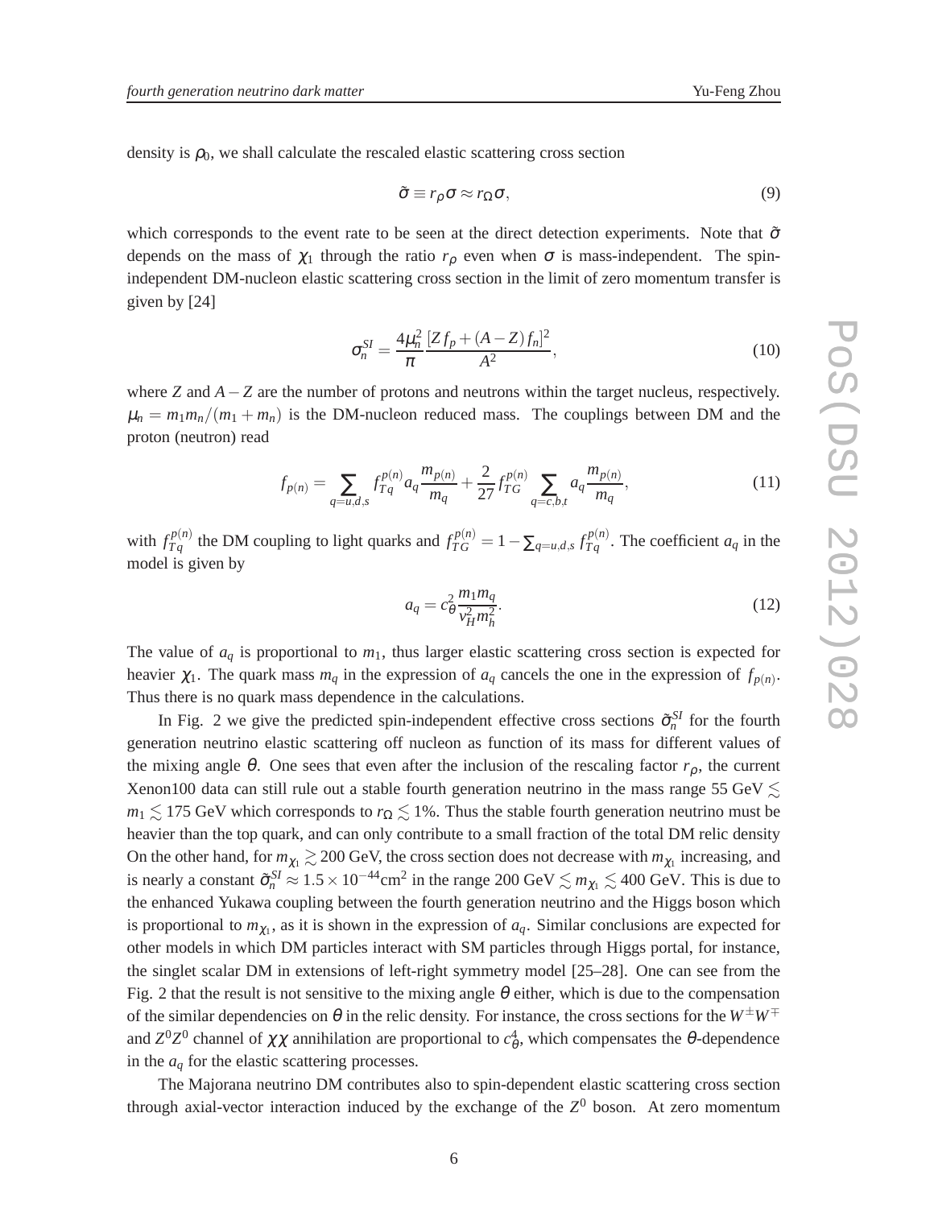density is $\rho_0$, we shall calculate the rescaled elastic scattering cross section

$$\tilde{\sigma} \equiv r_\rho \sigma \approx r_\Omega \sigma, \tag{9}$$

which corresponds to the event rate to be seen at the direct detection experiments. Note that $\tilde{\sigma}$ depends on the mass of $\chi_1$ through the ratio $r_\rho$ even when $\sigma$ is mass-independent. The spin-independent DM-nucleon elastic scattering cross section in the limit of zero momentum transfer is given by [24]

$$\sigma_n^{SI} = \frac{4\mu_n^2}{\pi} \frac{[Z f_p + (A - Z) f_n]^2}{A^2}, \tag{10}$$

where $Z$ and $A - Z$ are the number of protons and neutrons within the target nucleus, respectively. $\mu_n = m_1 m_n/(m_1 + m_n)$ is the DM-nucleon reduced mass. The couplings between DM and the proton (neutron) read

$$f_{p(n)} = \sum_{q=u,d,s} f_{Tq}^{p(n)} a_q \frac{m_{p(n)}}{m_q} + \frac{2}{27} f_{TG}^{p(n)} \sum_{q=c,b,t} a_q \frac{m_{p(n)}}{m_q}, \tag{11}$$

with $f_{Tq}^{p(n)}$ the DM coupling to light quarks and $f_{TG}^{p(n)} = 1 - \sum_{q=u,d,s} f_{Tq}^{p(n)}$. The coefficient $a_q$ in the model is given by

$$a_q = c_\theta^2 \frac{m_1 m_q}{v_H^2 m_h^2}. \tag{12}$$

The value of $a_q$ is proportional to $m_1$, thus larger elastic scattering cross section is expected for heavier $\chi_1$. The quark mass $m_q$ in the expression of $a_q$ cancels the one in the expression of $f_{p(n)}$. Thus there is no quark mass dependence in the calculations.

In Fig. 2 we give the predicted spin-independent effective cross sections $\tilde{\sigma}_n^{SI}$ for the fourth generation neutrino elastic scattering off nucleon as function of its mass for different values of the mixing angle $\theta$. One sees that even after the inclusion of the rescaling factor $r_\rho$, the current Xenon100 data can still rule out a stable fourth generation neutrino in the mass range 55 GeV $\lesssim m_1 \lesssim$ 175 GeV which corresponds to $r_\Omega \lesssim 1\%$. Thus the stable fourth generation neutrino must be heavier than the top quark, and can only contribute to a small fraction of the total DM relic density On the other hand, for $m_{\chi_1} \gtrsim 200$ GeV, the cross section does not decrease with $m_{\chi_1}$ increasing, and is nearly a constant $\tilde{\sigma}_n^{SI} \approx 1.5 \times 10^{-44} \text{cm}^2$ in the range 200 GeV $\lesssim m_{\chi_1} \lesssim$ 400 GeV. This is due to the enhanced Yukawa coupling between the fourth generation neutrino and the Higgs boson which is proportional to $m_{\chi_1}$, as it is shown in the expression of $a_q$. Similar conclusions are expected for other models in which DM particles interact with SM particles through Higgs portal, for instance, the singlet scalar DM in extensions of left-right symmetry model [25–28]. One can see from the Fig. 2 that the result is not sensitive to the mixing angle $\theta$ either, which is due to the compensation of the similar dependencies on $\theta$ in the relic density. For instance, the cross sections for the $W^\pm W^\mp$ and $Z^0 Z^0$ channel of $\chi\chi$ annihilation are proportional to $c_\theta^4$, which compensates the $\theta$-dependence in the $a_q$ for the elastic scattering processes.

The Majorana neutrino DM contributes also to spin-dependent elastic scattering cross section through axial-vector interaction induced by the exchange of the $Z^0$ boson. At zero momentum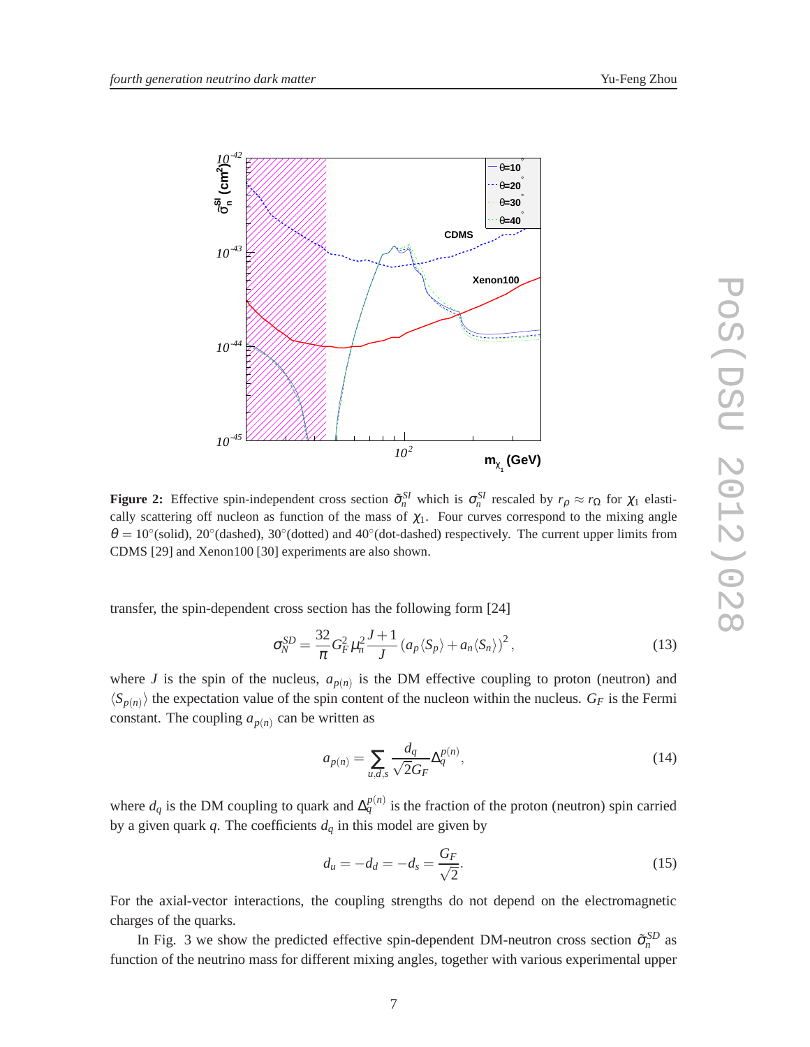**Figure 2:** Effective spin-independent cross section $\tilde{\sigma}_n^{SI}$ which is $\sigma_n^{SI}$ rescaled by $r_\rho \approx r_\Omega$ for $\chi_1$ elastically scattering off nucleon as function of the mass of $\chi_1$. Four curves correspond to the mixing angle $\theta = 10^\circ$(solid), $20^\circ$(dashed), $30^\circ$(dotted) and $40^\circ$(dot-dashed) respectively. The current upper limits from CDMS [29] and Xenon100 [30] experiments are also shown.

transfer, the spin-dependent cross section has the following form [24]

$$\sigma_N^{SD} = \frac{32}{\pi} G_F^2 \mu_n^2 \frac{J+1}{J} \left( a_p \langle S_p \rangle + a_n \langle S_n \rangle \right)^2 , \tag{13}$$

where $J$ is the spin of the nucleus, $a_{p(n)}$ is the DM effective coupling to proton (neutron) and $\langle S_{p(n)} \rangle$ the expectation value of the spin content of the nucleon within the nucleus. $G_F$ is the Fermi constant. The coupling $a_{p(n)}$ can be written as

$$a_{p(n)} = \sum_{u,d,s} \frac{d_q}{\sqrt{2} G_F} \Delta_q^{p(n)}, \tag{14}$$

where $d_q$ is the DM coupling to quark and $\Delta_q^{p(n)}$ is the fraction of the proton (neutron) spin carried by a given quark $q$. The coefficients $d_q$ in this model are given by

$$d_u = -d_d = -d_s = \frac{G_F}{\sqrt{2}}. \tag{15}$$

For the axial-vector interactions, the coupling strengths do not depend on the electromagnetic charges of the quarks.

In Fig. 3 we show the predicted effective spin-dependent DM-neutron cross section $\tilde{\sigma}_n^{SD}$ as function of the neutrino mass for different mixing angles, together with various experimental upper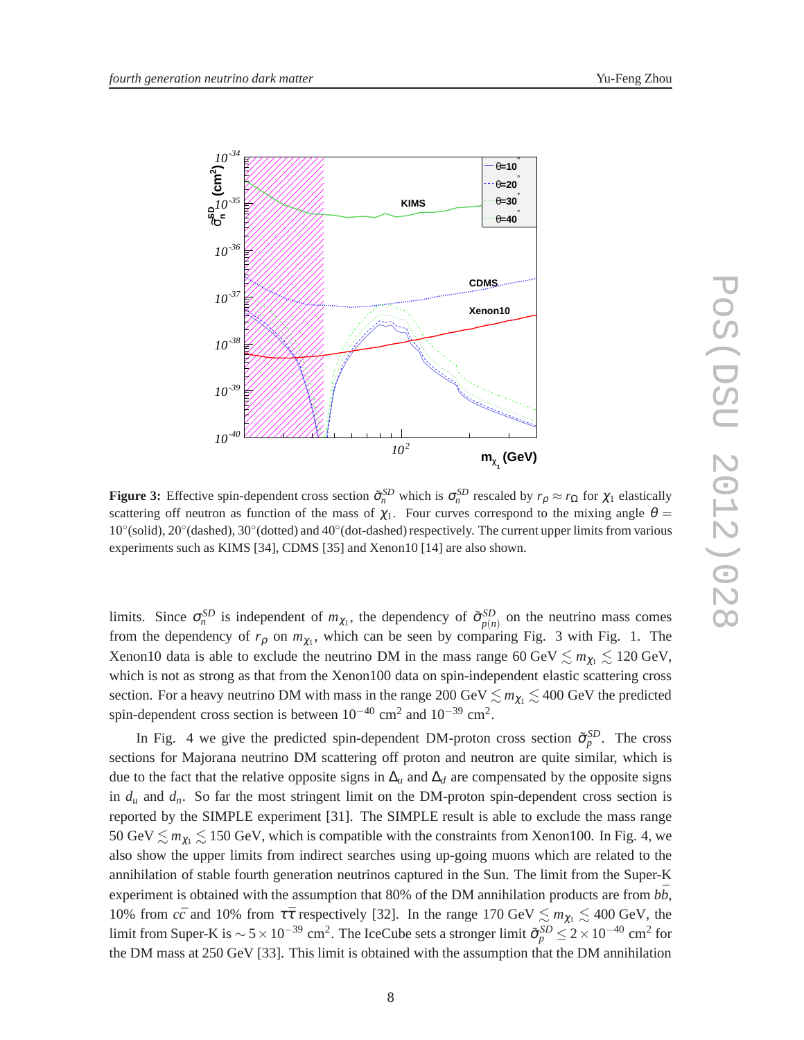**Figure 3:** Effective spin-dependent cross section $\tilde{\sigma}_n^{SD}$ which is $\sigma_n^{SD}$ rescaled by $r_\rho \approx r_\Omega$ for $\chi_1$ elastically scattering off neutron as function of the mass of $\chi_1$. Four curves correspond to the mixing angle $\theta = 10^\circ$(solid), $20^\circ$(dashed), $30^\circ$(dotted) and $40^\circ$(dot-dashed) respectively. The current upper limits from various experiments such as KIMS [34], CDMS [35] and Xenon10 [14] are also shown.

limits. Since $\sigma_n^{SD}$ is independent of $m_{\chi_1}$, the dependency of $\tilde{\sigma}_{p(n)}^{SD}$ on the neutrino mass comes from the dependency of $r_\rho$ on $m_{\chi_1}$, which can be seen by comparing Fig. 3 with Fig. 1. The Xenon10 data is able to exclude the neutrino DM in the mass range 60 GeV $\lesssim m_{\chi_1} \lesssim$ 120 GeV, which is not as strong as that from the Xenon100 data on spin-independent elastic scattering cross section. For a heavy neutrino DM with mass in the range 200 GeV $\lesssim m_{\chi_1} \lesssim$ 400 GeV the predicted spin-dependent cross section is between $10^{-40}$ cm$^2$ and $10^{-39}$ cm$^2$.

In Fig. 4 we give the predicted spin-dependent DM-proton cross section $\tilde{\sigma}_p^{SD}$. The cross sections for Majorana neutrino DM scattering off proton and neutron are quite similar, which is due to the fact that the relative opposite signs in $\Delta_u$ and $\Delta_d$ are compensated by the opposite signs in $d_u$ and $d_n$. So far the most stringent limit on the DM-proton spin-dependent cross section is reported by the SIMPLE experiment [31]. The SIMPLE result is able to exclude the mass range 50 GeV $\lesssim m_{\chi_1} \lesssim$ 150 GeV, which is compatible with the constraints from Xenon100. In Fig. 4, we also show the upper limits from indirect searches using up-going muons which are related to the annihilation of stable fourth generation neutrinos captured in the Sun. The limit from the Super-K experiment is obtained with the assumption that 80% of the DM annihilation products are from $b\bar{b}$, 10% from $c\bar{c}$ and 10% from $\tau\bar{\tau}$ respectively [32]. In the range 170 GeV $\lesssim m_{\chi_1} \lesssim$ 400 GeV, the limit from Super-K is $\sim 5 \times 10^{-39}$ cm$^2$. The IceCube sets a stronger limit $\tilde{\sigma}_p^{SD} \leq 2 \times 10^{-40}$ cm$^2$ for the DM mass at 250 GeV [33]. This limit is obtained with the assumption that the DM annihilation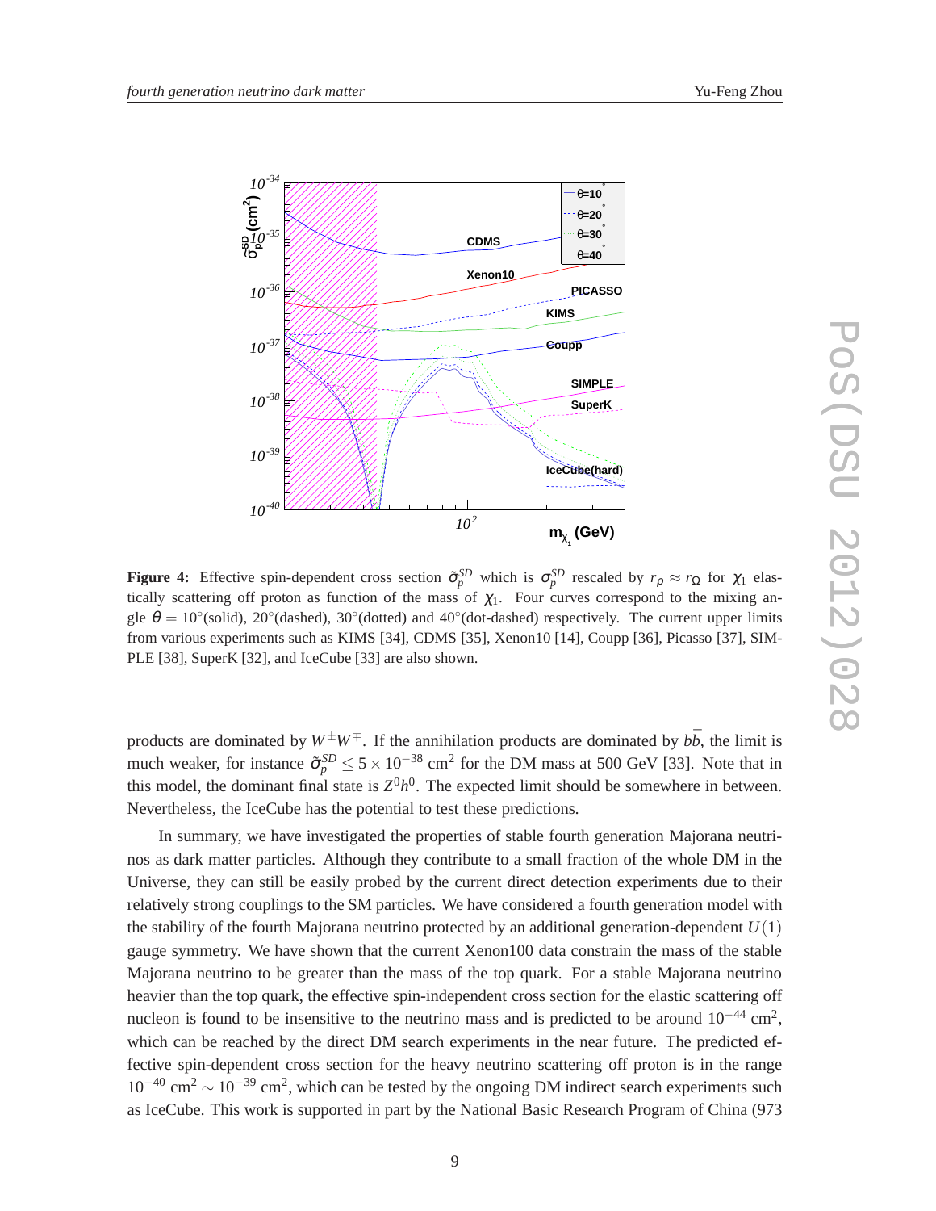**Figure 4:** Effective spin-dependent cross section $\tilde{\sigma}_p^{SD}$ which is $\sigma_p^{SD}$ rescaled by $r_\rho \approx r_\Omega$ for $\chi_1$ elastically scattering off proton as function of the mass of $\chi_1$. Four curves correspond to the mixing angle $\theta = 10°$(solid), $20°$(dashed), $30°$(dotted) and $40°$(dot-dashed) respectively. The current upper limits from various experiments such as KIMS [34], CDMS [35], Xenon10 [14], Coupp [36], Picasso [37], SIMPLE [38], SuperK [32], and IceCube [33] are also shown.

products are dominated by $W^\pm W^\mp$. If the annihilation products are dominated by $b\bar{b}$, the limit is much weaker, for instance $\tilde{\sigma}_p^{SD} \leq 5 \times 10^{-38}$ cm$^2$ for the DM mass at 500 GeV [33]. Note that in this model, the dominant final state is $Z^0 h^0$. The expected limit should be somewhere in between. Nevertheless, the IceCube has the potential to test these predictions.

In summary, we have investigated the properties of stable fourth generation Majorana neutrinos as dark matter particles. Although they contribute to a small fraction of the whole DM in the Universe, they can still be easily probed by the current direct detection experiments due to their relatively strong couplings to the SM particles. We have considered a fourth generation model with the stability of the fourth Majorana neutrino protected by an additional generation-dependent $U(1)$ gauge symmetry. We have shown that the current Xenon100 data constrain the mass of the stable Majorana neutrino to be greater than the mass of the top quark. For a stable Majorana neutrino heavier than the top quark, the effective spin-independent cross section for the elastic scattering off nucleon is found to be insensitive to the neutrino mass and is predicted to be around $10^{-44}$ cm$^2$, which can be reached by the direct DM search experiments in the near future. The predicted effective spin-dependent cross section for the heavy neutrino scattering off proton is in the range $10^{-40}$ cm$^2$ $\sim 10^{-39}$ cm$^2$, which can be tested by the ongoing DM indirect search experiments such as IceCube. This work is supported in part by the National Basic Research Program of China (973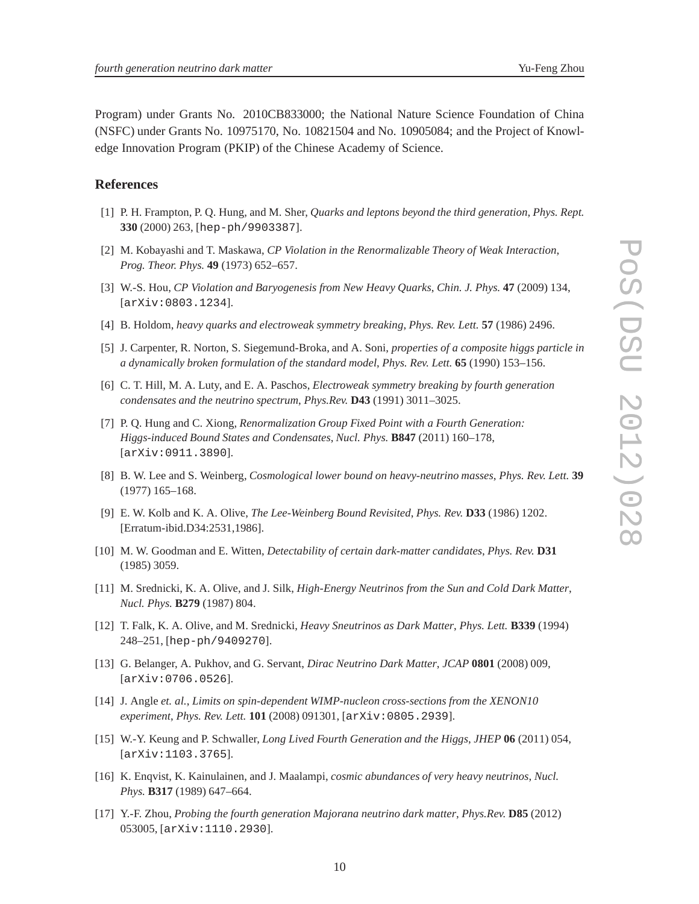Program) under Grants No. 2010CB833000; the National Nature Science Foundation of China (NSFC) under Grants No. 10975170, No. 10821504 and No. 10905084; and the Project of Knowledge Innovation Program (PKIP) of the Chinese Academy of Science.

## References

[1] P. H. Frampton, P. Q. Hung, and M. Sher, *Quarks and leptons beyond the third generation*, *Phys. Rept.* **330** (2000) 263, [hep-ph/9903387].

[2] M. Kobayashi and T. Maskawa, *CP Violation in the Renormalizable Theory of Weak Interaction*, *Prog. Theor. Phys.* **49** (1973) 652–657.

[3] W.-S. Hou, *CP Violation and Baryogenesis from New Heavy Quarks*, *Chin. J. Phys.* **47** (2009) 134, [arXiv:0803.1234].

[4] B. Holdom, *heavy quarks and electroweak symmetry breaking*, *Phys. Rev. Lett.* **57** (1986) 2496.

[5] J. Carpenter, R. Norton, S. Siegemund-Broka, and A. Soni, *properties of a composite higgs particle in a dynamically broken formulation of the standard model*, *Phys. Rev. Lett.* **65** (1990) 153–156.

[6] C. T. Hill, M. A. Luty, and E. A. Paschos, *Electroweak symmetry breaking by fourth generation condensates and the neutrino spectrum*, *Phys.Rev.* **D43** (1991) 3011–3025.

[7] P. Q. Hung and C. Xiong, *Renormalization Group Fixed Point with a Fourth Generation: Higgs-induced Bound States and Condensates*, *Nucl. Phys.* **B847** (2011) 160–178, [arXiv:0911.3890].

[8] B. W. Lee and S. Weinberg, *Cosmological lower bound on heavy-neutrino masses*, *Phys. Rev. Lett.* **39** (1977) 165–168.

[9] E. W. Kolb and K. A. Olive, *The Lee-Weinberg Bound Revisited*, *Phys. Rev.* **D33** (1986) 1202. [Erratum-ibid.D34:2531,1986].

[10] M. W. Goodman and E. Witten, *Detectability of certain dark-matter candidates*, *Phys. Rev.* **D31** (1985) 3059.

[11] M. Srednicki, K. A. Olive, and J. Silk, *High-Energy Neutrinos from the Sun and Cold Dark Matter*, *Nucl. Phys.* **B279** (1987) 804.

[12] T. Falk, K. A. Olive, and M. Srednicki, *Heavy Sneutrinos as Dark Matter*, *Phys. Lett.* **B339** (1994) 248–251, [hep-ph/9409270].

[13] G. Belanger, A. Pukhov, and G. Servant, *Dirac Neutrino Dark Matter*, *JCAP* **0801** (2008) 009, [arXiv:0706.0526].

[14] J. Angle *et. al.*, *Limits on spin-dependent WIMP-nucleon cross-sections from the XENON10 experiment*, *Phys. Rev. Lett.* **101** (2008) 091301, [arXiv:0805.2939].

[15] W.-Y. Keung and P. Schwaller, *Long Lived Fourth Generation and the Higgs*, *JHEP* **06** (2011) 054, [arXiv:1103.3765].

[16] K. Enqvist, K. Kainulainen, and J. Maalampi, *cosmic abundances of very heavy neutrinos*, *Nucl. Phys.* **B317** (1989) 647–664.

[17] Y.-F. Zhou, *Probing the fourth generation Majorana neutrino dark matter*, *Phys.Rev.* **D85** (2012) 053005, [arXiv:1110.2930].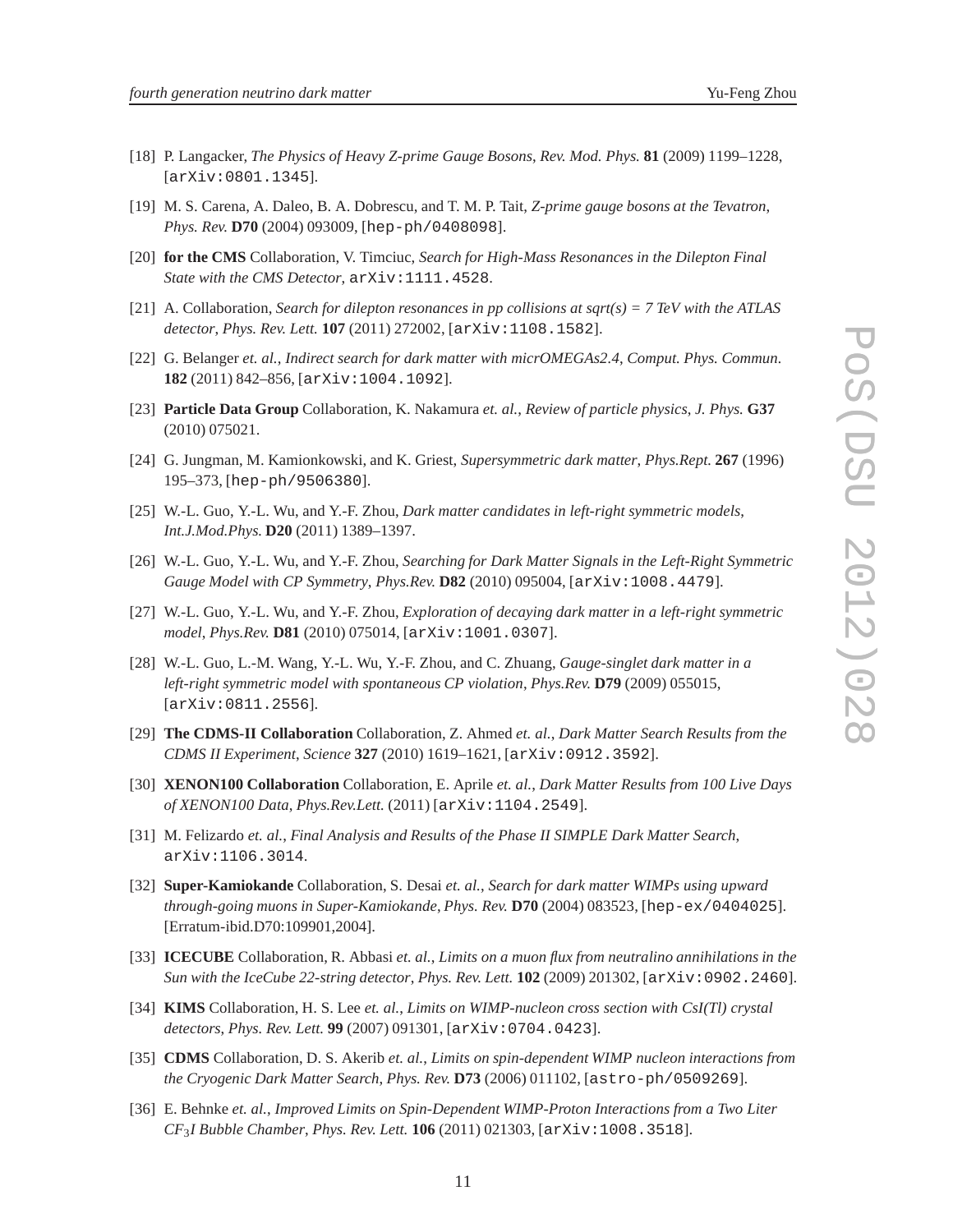[18] P. Langacker, *The Physics of Heavy Z-prime Gauge Bosons*, *Rev. Mod. Phys.* **81** (2009) 1199–1228, [arXiv:0801.1345].

[19] M. S. Carena, A. Daleo, B. A. Dobrescu, and T. M. P. Tait, *Z-prime gauge bosons at the Tevatron*, *Phys. Rev.* **D70** (2004) 093009, [hep-ph/0408098].

[20] **for the CMS** Collaboration, V. Timciuc, *Search for High-Mass Resonances in the Dilepton Final State with the CMS Detector*, arXiv:1111.4528.

[21] A. Collaboration, *Search for dilepton resonances in pp collisions at sqrt(s) = 7 TeV with the ATLAS detector*, *Phys. Rev. Lett.* **107** (2011) 272002, [arXiv:1108.1582].

[22] G. Belanger *et. al.*, *Indirect search for dark matter with micrOMEGAs2.4*, *Comput. Phys. Commun.* **182** (2011) 842–856, [arXiv:1004.1092].

[23] **Particle Data Group** Collaboration, K. Nakamura *et. al.*, *Review of particle physics*, *J. Phys.* **G37** (2010) 075021.

[24] G. Jungman, M. Kamionkowski, and K. Griest, *Supersymmetric dark matter*, *Phys.Rept.* **267** (1996) 195–373, [hep-ph/9506380].

[25] W.-L. Guo, Y.-L. Wu, and Y.-F. Zhou, *Dark matter candidates in left-right symmetric models*, *Int.J.Mod.Phys.* **D20** (2011) 1389–1397.

[26] W.-L. Guo, Y.-L. Wu, and Y.-F. Zhou, *Searching for Dark Matter Signals in the Left-Right Symmetric Gauge Model with CP Symmetry*, *Phys.Rev.* **D82** (2010) 095004, [arXiv:1008.4479].

[27] W.-L. Guo, Y.-L. Wu, and Y.-F. Zhou, *Exploration of decaying dark matter in a left-right symmetric model*, *Phys.Rev.* **D81** (2010) 075014, [arXiv:1001.0307].

[28] W.-L. Guo, L.-M. Wang, Y.-L. Wu, Y.-F. Zhou, and C. Zhuang, *Gauge-singlet dark matter in a left-right symmetric model with spontaneous CP violation*, *Phys.Rev.* **D79** (2009) 055015, [arXiv:0811.2556].

[29] **The CDMS-II Collaboration** Collaboration, Z. Ahmed *et. al.*, *Dark Matter Search Results from the CDMS II Experiment*, *Science* **327** (2010) 1619–1621, [arXiv:0912.3592].

[30] **XENON100 Collaboration** Collaboration, E. Aprile *et. al.*, *Dark Matter Results from 100 Live Days of XENON100 Data*, *Phys.Rev.Lett.* (2011) [arXiv:1104.2549].

[31] M. Felizardo *et. al.*, *Final Analysis and Results of the Phase II SIMPLE Dark Matter Search*, arXiv:1106.3014.

[32] **Super-Kamiokande** Collaboration, S. Desai *et. al.*, *Search for dark matter WIMPs using upward through-going muons in Super-Kamiokande*, *Phys. Rev.* **D70** (2004) 083523, [hep-ex/0404025]. [Erratum-ibid.D70:109901,2004].

[33] **ICECUBE** Collaboration, R. Abbasi *et. al.*, *Limits on a muon flux from neutralino annihilations in the Sun with the IceCube 22-string detector*, *Phys. Rev. Lett.* **102** (2009) 201302, [arXiv:0902.2460].

[34] **KIMS** Collaboration, H. S. Lee *et. al.*, *Limits on WIMP-nucleon cross section with CsI(Tl) crystal detectors*, *Phys. Rev. Lett.* **99** (2007) 091301, [arXiv:0704.0423].

[35] **CDMS** Collaboration, D. S. Akerib *et. al.*, *Limits on spin-dependent WIMP nucleon interactions from the Cryogenic Dark Matter Search*, *Phys. Rev.* **D73** (2006) 011102, [astro-ph/0509269].

[36] E. Behnke *et. al.*, *Improved Limits on Spin-Dependent WIMP-Proton Interactions from a Two Liter $CF_3I$ Bubble Chamber*, *Phys. Rev. Lett.* **106** (2011) 021303, [arXiv:1008.3518].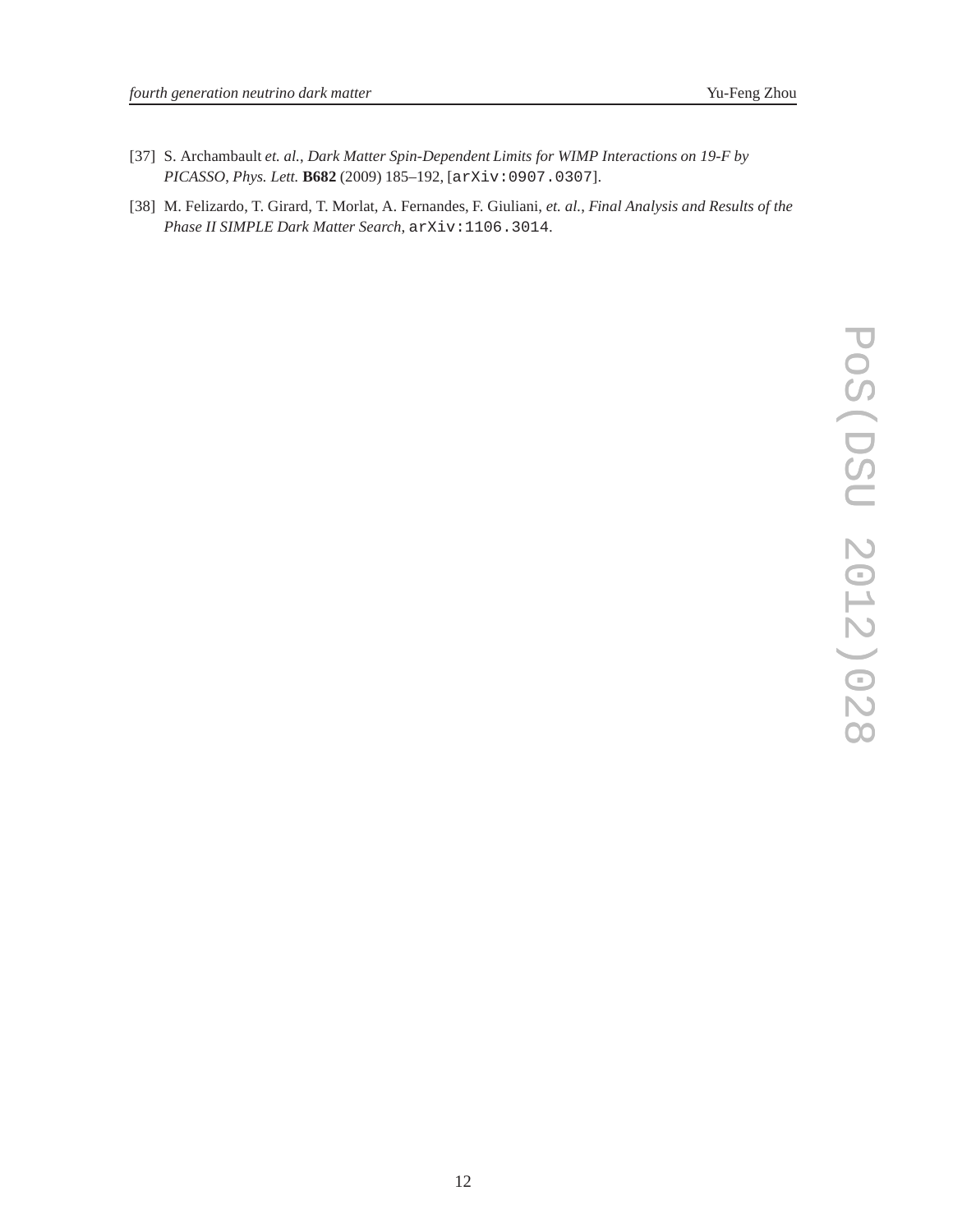[37] S. Archambault *et. al.*, *Dark Matter Spin-Dependent Limits for WIMP Interactions on 19-F by PICASSO*, *Phys. Lett.* **B682** (2009) 185–192, [arXiv:0907.0307].

[38] M. Felizardo, T. Girard, T. Morlat, A. Fernandes, F. Giuliani, *et. al.*, *Final Analysis and Results of the Phase II SIMPLE Dark Matter Search*, arXiv:1106.3014.